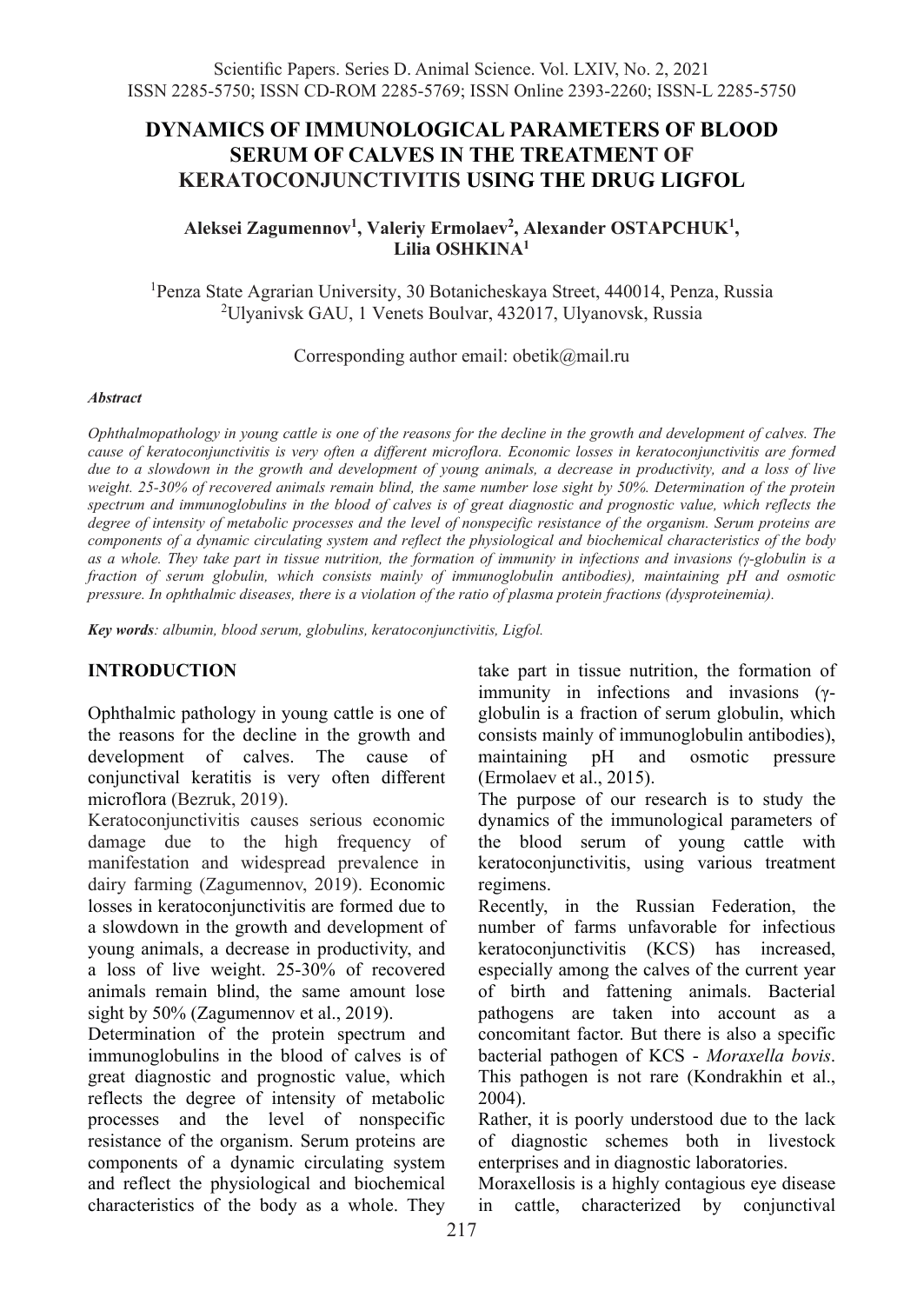# DYNAMICS OF IMMUNOLOGICAL PARAMETERS OF BLOOD SERUM OF CALVES IN THE TREATMENT OF KERATOCONJUNCTIVITIS USING THE DRUG LIGFOL

**Aleksei Zagumennov[1], Valeriy Ermolaev[2], Alexander OSTAPCHUK[1], Lilia OSHKINA[1]**

[1]Penza State Agrarian University, 30 Botanicheskaya Street, 440014, Penza, Russia
[2]Ulyanivsk GAU, 1 Venets Boulvar, 432017, Ulyanovsk, Russia

Corresponding author email: obetik@mail.ru

***Abstract***

*Ophthalmopathology in young cattle is one of the reasons for the decline in the growth and development of calves. The cause of keratoconjunctivitis is very often a different microflora. Economic losses in keratoconjunctivitis are formed due to a slowdown in the growth and development of young animals, a decrease in productivity, and a loss of live weight. 25-30% of recovered animals remain blind, the same number lose sight by 50%. Determination of the protein spectrum and immunoglobulins in the blood of calves is of great diagnostic and prognostic value, which reflects the degree of intensity of metabolic processes and the level of nonspecific resistance of the organism. Serum proteins are components of a dynamic circulating system and reflect the physiological and biochemical characteristics of the body as a whole. They take part in tissue nutrition, the formation of immunity in infections and invasions (γ-globulin is a fraction of serum globulin, which consists mainly of immunoglobulin antibodies), maintaining pH and osmotic pressure. In ophthalmic diseases, there is a violation of the ratio of plasma protein fractions (dysproteinemia).*

***Key words**: albumin, blood serum, globulins, keratoconjunctivitis, Ligfol.*

## INTRODUCTION

Ophthalmic pathology in young cattle is one of the reasons for the decline in the growth and development of calves. The cause of conjunctival keratitis is very often different microflora (Bezruk, 2019).

Keratoconjunctivitis causes serious economic damage due to the high frequency of manifestation and widespread prevalence in dairy farming (Zagumennov, 2019). Economic losses in keratoconjunctivitis are formed due to a slowdown in the growth and development of young animals, a decrease in productivity, and a loss of live weight. 25-30% of recovered animals remain blind, the same amount lose sight by 50% (Zagumennov et al., 2019).

Determination of the protein spectrum and immunoglobulins in the blood of calves is of great diagnostic and prognostic value, which reflects the degree of intensity of metabolic processes and the level of nonspecific resistance of the organism. Serum proteins are components of a dynamic circulating system and reflect the physiological and biochemical characteristics of the body as a whole. They take part in tissue nutrition, the formation of immunity in infections and invasions (γ-globulin is a fraction of serum globulin, which consists mainly of immunoglobulin antibodies), maintaining pH and osmotic pressure (Ermolaev et al., 2015).

The purpose of our research is to study the dynamics of the immunological parameters of the blood serum of young cattle with keratoconjunctivitis, using various treatment regimens.

Recently, in the Russian Federation, the number of farms unfavorable for infectious keratoconjunctivitis (KCS) has increased, especially among the calves of the current year of birth and fattening animals. Bacterial pathogens are taken into account as a concomitant factor. But there is also a specific bacterial pathogen of KCS - *Moraxella bovis*. This pathogen is not rare (Kondrakhin et al., 2004).

Rather, it is poorly understood due to the lack of diagnostic schemes both in livestock enterprises and in diagnostic laboratories.

Moraxellosis is a highly contagious eye disease in cattle, characterized by conjunctival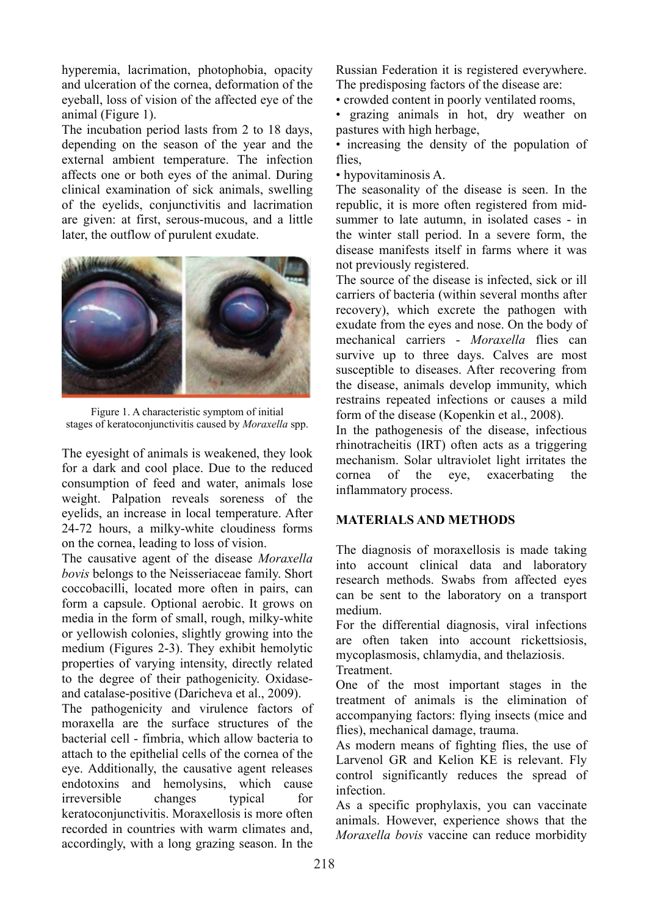hyperemia, lacrimation, photophobia, opacity and ulceration of the cornea, deformation of the eyeball, loss of vision of the affected eye of the animal (Figure 1).

The incubation period lasts from 2 to 18 days, depending on the season of the year and the external ambient temperature. The infection affects one or both eyes of the animal. During clinical examination of sick animals, swelling of the eyelids, conjunctivitis and lacrimation are given: at first, serous-mucous, and a little later, the outflow of purulent exudate.

Figure 1. A characteristic symptom of initial stages of keratoconjunctivitis caused by *Moraxella* spp.

The eyesight of animals is weakened, they look for a dark and cool place. Due to the reduced consumption of feed and water, animals lose weight. Palpation reveals soreness of the eyelids, an increase in local temperature. After 24-72 hours, a milky-white cloudiness forms on the cornea, leading to loss of vision.

The causative agent of the disease *Moraxella bovis* belongs to the Neisseriaceae family. Short coccobacilli, located more often in pairs, can form a capsule. Optional aerobic. It grows on media in the form of small, rough, milky-white or yellowish colonies, slightly growing into the medium (Figures 2-3). They exhibit hemolytic properties of varying intensity, directly related to the degree of their pathogenicity. Oxidase- and catalase-positive (Daricheva et al., 2009).

The pathogenicity and virulence factors of moraxella are the surface structures of the bacterial cell - fimbria, which allow bacteria to attach to the epithelial cells of the cornea of the eye. Additionally, the causative agent releases endotoxins and hemolysins, which cause irreversible changes typical for keratoconjunctivitis. Moraxellosis is more often recorded in countries with warm climates and, accordingly, with a long grazing season. In the Russian Federation it is registered everywhere.

The predisposing factors of the disease are:

- crowded content in poorly ventilated rooms,
- grazing animals in hot, dry weather on pastures with high herbage,
- increasing the density of the population of flies,
- hypovitaminosis A.

The seasonality of the disease is seen. In the republic, it is more often registered from mid-summer to late autumn, in isolated cases - in the winter stall period. In a severe form, the disease manifests itself in farms where it was not previously registered.

The source of the disease is infected, sick or ill carriers of bacteria (within several months after recovery), which excrete the pathogen with exudate from the eyes and nose. On the body of mechanical carriers - *Moraxella* flies can survive up to three days. Calves are most susceptible to diseases. After recovering from the disease, animals develop immunity, which restrains repeated infections or causes a mild form of the disease (Kopenkin et al., 2008).

In the pathogenesis of the disease, infectious rhinotracheitis (IRT) often acts as a triggering mechanism. Solar ultraviolet light irritates the cornea of the eye, exacerbating the inflammatory process.

## MATERIALS AND METHODS

The diagnosis of moraxellosis is made taking into account clinical data and laboratory research methods. Swabs from affected eyes can be sent to the laboratory on a transport medium.

For the differential diagnosis, viral infections are often taken into account rickettsiosis, mycoplasmosis, chlamydia, and thelaziosis.

Treatment.

One of the most important stages in the treatment of animals is the elimination of accompanying factors: flying insects (mice and flies), mechanical damage, trauma.

As modern means of fighting flies, the use of Larvenol GR and Kelion KE is relevant. Fly control significantly reduces the spread of infection.

As a specific prophylaxis, you can vaccinate animals. However, experience shows that the *Moraxella bovis* vaccine can reduce morbidity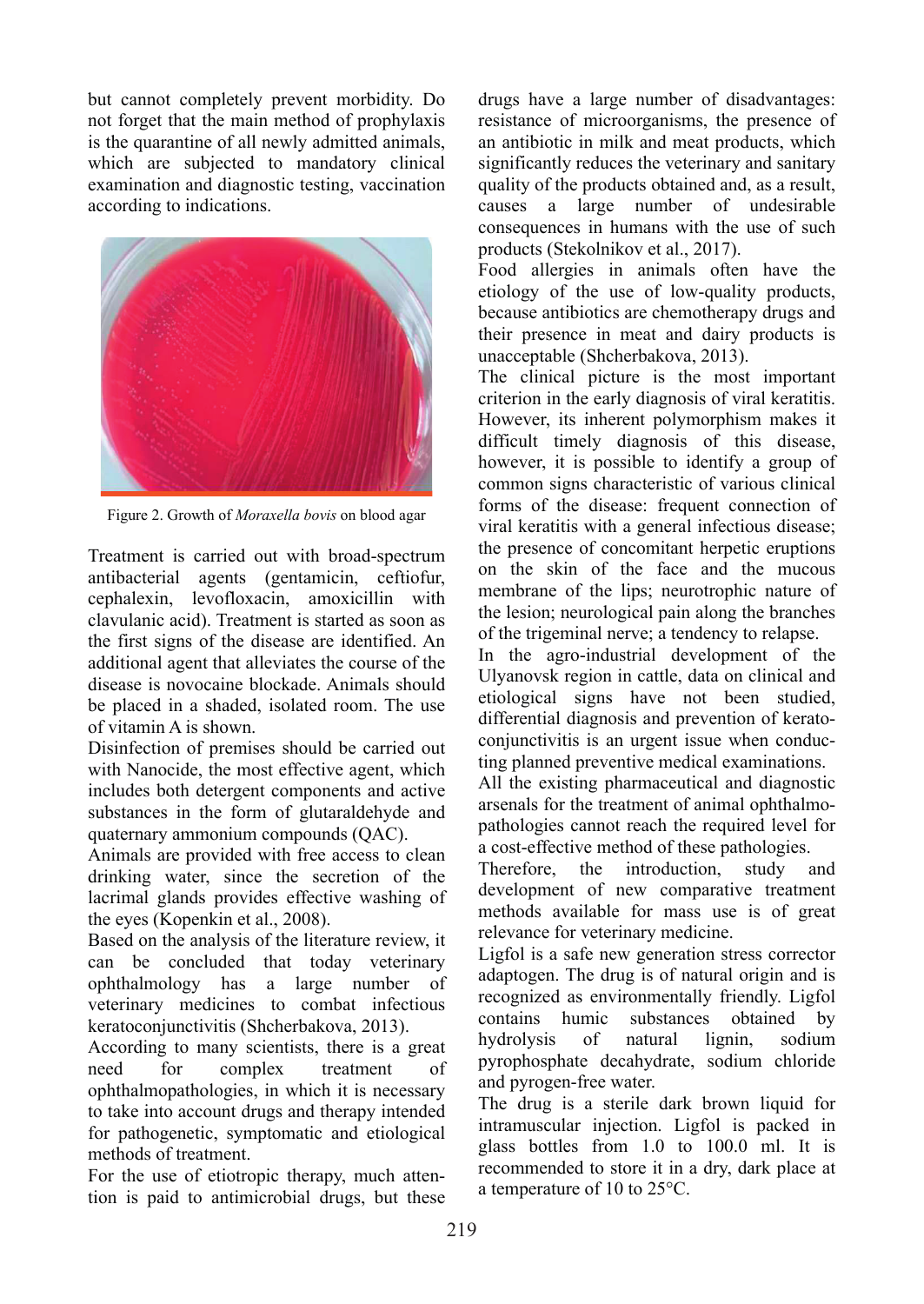but cannot completely prevent morbidity. Do not forget that the main method of prophylaxis is the quarantine of all newly admitted animals, which are subjected to mandatory clinical examination and diagnostic testing, vaccination according to indications.

Figure 2. Growth of *Moraxella bovis* on blood agar

Treatment is carried out with broad-spectrum antibacterial agents (gentamicin, ceftiofur, cephalexin, levofloxacin, amoxicillin with clavulanic acid). Treatment is started as soon as the first signs of the disease are identified. An additional agent that alleviates the course of the disease is novocaine blockade. Animals should be placed in a shaded, isolated room. The use of vitamin A is shown.

Disinfection of premises should be carried out with Nanocide, the most effective agent, which includes both detergent components and active substances in the form of glutaraldehyde and quaternary ammonium compounds (QAC).

Animals are provided with free access to clean drinking water, since the secretion of the lacrimal glands provides effective washing of the eyes (Kopenkin et al., 2008).

Based on the analysis of the literature review, it can be concluded that today veterinary ophthalmology has a large number of veterinary medicines to combat infectious keratoconjunctivitis (Shcherbakova, 2013).

According to many scientists, there is a great need for complex treatment of ophthalmopathologies, in which it is necessary to take into account drugs and therapy intended for pathogenetic, symptomatic and etiological methods of treatment.

For the use of etiotropic therapy, much attention is paid to antimicrobial drugs, but these drugs have a large number of disadvantages: resistance of microorganisms, the presence of an antibiotic in milk and meat products, which significantly reduces the veterinary and sanitary quality of the products obtained and, as a result, causes a large number of undesirable consequences in humans with the use of such products (Stekolnikov et al., 2017).

Food allergies in animals often have the etiology of the use of low-quality products, because antibiotics are chemotherapy drugs and their presence in meat and dairy products is unacceptable (Shcherbakova, 2013).

The clinical picture is the most important criterion in the early diagnosis of viral keratitis. However, its inherent polymorphism makes it difficult timely diagnosis of this disease, however, it is possible to identify a group of common signs characteristic of various clinical forms of the disease: frequent connection of viral keratitis with a general infectious disease; the presence of concomitant herpetic eruptions on the skin of the face and the mucous membrane of the lips; neurotrophic nature of the lesion; neurological pain along the branches of the trigeminal nerve; a tendency to relapse.

In the agro-industrial development of the Ulyanovsk region in cattle, data on clinical and etiological signs have not been studied, differential diagnosis and prevention of kerato-conjunctivitis is an urgent issue when conducting planned preventive medical examinations.

All the existing pharmaceutical and diagnostic arsenals for the treatment of animal ophthalmo-pathologies cannot reach the required level for a cost-effective method of these pathologies.

Therefore, the introduction, study and development of new comparative treatment methods available for mass use is of great relevance for veterinary medicine.

Ligfol is a safe new generation stress corrector adaptogen. The drug is of natural origin and is recognized as environmentally friendly. Ligfol contains humic substances obtained by hydrolysis of natural lignin, sodium pyrophosphate decahydrate, sodium chloride and pyrogen-free water.

The drug is a sterile dark brown liquid for intramuscular injection. Ligfol is packed in glass bottles from 1.0 to 100.0 ml. It is recommended to store it in a dry, dark place at a temperature of 10 to 25°C.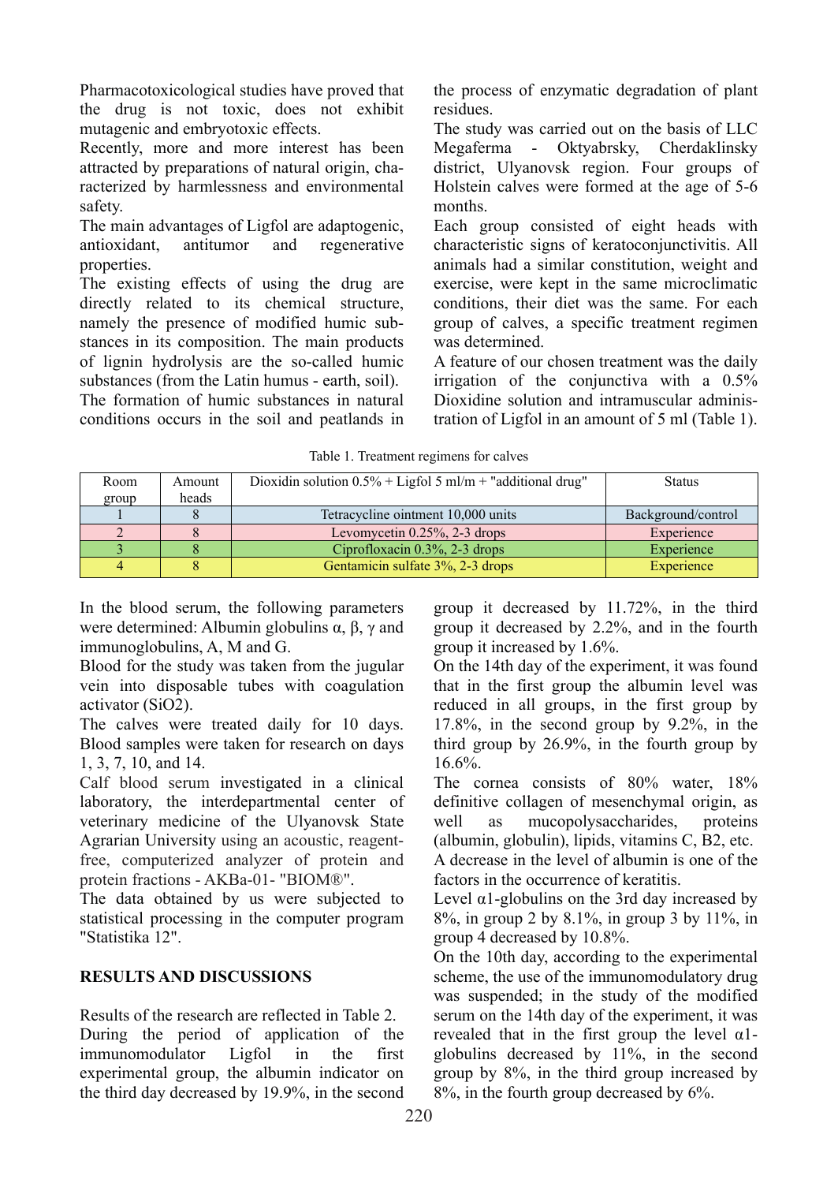Pharmacotoxicological studies have proved that the drug is not toxic, does not exhibit mutagenic and embryotoxic effects.

Recently, more and more interest has been attracted by preparations of natural origin, characterized by harmlessness and environmental safety.

The main advantages of Ligfol are adaptogenic, antioxidant, antitumor and regenerative properties.

The existing effects of using the drug are directly related to its chemical structure, namely the presence of modified humic substances in its composition. The main products of lignin hydrolysis are the so-called humic substances (from the Latin humus - earth, soil). The formation of humic substances in natural conditions occurs in the soil and peatlands in the process of enzymatic degradation of plant residues.

The study was carried out on the basis of LLC Megaferma - Oktyabrsky, Cherdaklinsky district, Ulyanovsk region. Four groups of Holstein calves were formed at the age of 5-6 months.

Each group consisted of eight heads with characteristic signs of keratoconjunctivitis. All animals had a similar constitution, weight and exercise, were kept in the same microclimatic conditions, their diet was the same. For each group of calves, a specific treatment regimen was determined.

A feature of our chosen treatment was the daily irrigation of the conjunctiva with a 0.5% Dioxidine solution and intramuscular administration of Ligfol in an amount of 5 ml (Table 1).

Table 1. Treatment regimens for calves

| Room group | Amount heads | Dioxidin solution 0.5% + Ligfol 5 ml/m + "additional drug" | Status |
|---|---|---|---|
| 1 | 8 | Tetracycline ointment 10,000 units | Background/control |
| 2 | 8 | Levomycetin 0.25%, 2-3 drops | Experience |
| 3 | 8 | Ciprofloxacin 0.3%, 2-3 drops | Experience |
| 4 | 8 | Gentamicin sulfate 3%, 2-3 drops | Experience |

In the blood serum, the following parameters were determined: Albumin globulins α, β, γ and immunoglobulins, A, M and G.

Blood for the study was taken from the jugular vein into disposable tubes with coagulation activator ($SiO_2$).

The calves were treated daily for 10 days. Blood samples were taken for research on days 1, 3, 7, 10, and 14.

Calf blood serum investigated in a clinical laboratory, the interdepartmental center of veterinary medicine of the Ulyanovsk State Agrarian University using an acoustic, reagent-free, computerized analyzer of protein and protein fractions - AKBa-01- "BIOM®".

The data obtained by us were subjected to statistical processing in the computer program "Statistika 12".

## RESULTS AND DISCUSSIONS

Results of the research are reflected in Table 2.

During the period of application of the immunomodulator Ligfol in the first experimental group, the albumin indicator on the third day decreased by 19.9%, in the second group it decreased by 11.72%, in the third group it decreased by 2.2%, and in the fourth group it increased by 1.6%.

On the 14th day of the experiment, it was found that in the first group the albumin level was reduced in all groups, in the first group by 17.8%, in the second group by 9.2%, in the third group by 26.9%, in the fourth group by 16.6%.

The cornea consists of 80% water, 18% definitive collagen of mesenchymal origin, as well as mucopolysaccharides, proteins (albumin, globulin), lipids, vitamins C, B2, etc.

A decrease in the level of albumin is one of the factors in the occurrence of keratitis.

Level α1-globulins on the 3rd day increased by 8%, in group 2 by 8.1%, in group 3 by 11%, in group 4 decreased by 10.8%.

On the 10th day, according to the experimental scheme, the use of the immunomodulatory drug was suspended; in the study of the modified serum on the 14th day of the experiment, it was revealed that in the first group the level α1-globulins decreased by 11%, in the second group by 8%, in the third group increased by 8%, in the fourth group decreased by 6%.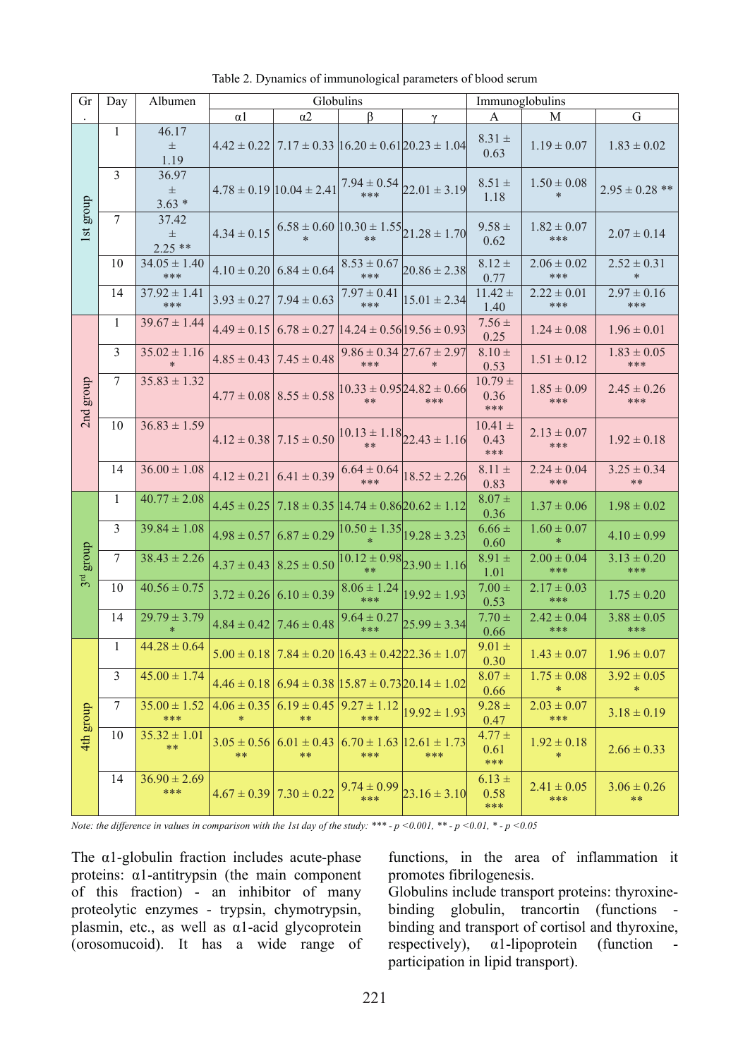Table 2. Dynamics of immunological parameters of blood serum

| Gr. | Day | Albumen | Globulins | | | | Immunoglobulins | | |
|---|---|---|---|---|---|---|---|---|---|
| | | | α1 | α2 | β | γ | A | M | G |
| 1st group | 1 | 46.17 ± 1.19 | 4.42 ± 0.22 | 7.17 ± 0.33 | 16.20 ± 0.61 | 20.23 ± 1.04 | 8.31 ± 0.63 | 1.19 ± 0.07 | 1.83 ± 0.02 |
| | 3 | 36.97 ± 3.63 * | 4.78 ± 0.19 | 10.04 ± 2.41 | 7.94 ± 0.54 *** | 22.01 ± 3.19 | 8.51 ± 1.18 | 1.50 ± 0.08 * | 2.95 ± 0.28 ** |
| | 7 | 37.42 ± 2.25 ** | 4.34 ± 0.15 | 6.58 ± 0.60 * | 10.30 ± 1.55 ** | 21.28 ± 1.70 | 9.58 ± 0.62 | 1.82 ± 0.07 *** | 2.07 ± 0.14 |
| | 10 | 34.05 ± 1.40 *** | 4.10 ± 0.20 | 6.84 ± 0.64 | 8.53 ± 0.67 *** | 20.86 ± 2.38 | 8.12 ± 0.77 | 2.06 ± 0.02 *** | 2.52 ± 0.31 * |
| | 14 | 37.92 ± 1.41 *** | 3.93 ± 0.27 | 7.94 ± 0.63 | 7.97 ± 0.41 *** | 15.01 ± 2.34 | 11.42 ± 1.40 | 2.22 ± 0.01 *** | 2.97 ± 0.16 *** |
| 2nd group | 1 | 39.67 ± 1.44 | 4.49 ± 0.15 | 6.78 ± 0.27 | 14.24 ± 0.56 | 19.56 ± 0.93 | 7.56 ± 0.25 | 1.24 ± 0.08 | 1.96 ± 0.01 |
| | 3 | 35.02 ± 1.16 * | 4.85 ± 0.43 | 7.45 ± 0.48 | 9.86 ± 0.34 *** | 27.67 ± 2.97 * | 8.10 ± 0.53 | 1.51 ± 0.12 | 1.83 ± 0.05 *** |
| | 7 | 35.83 ± 1.32 | 4.77 ± 0.08 | 8.55 ± 0.58 | 10.33 ± 0.95 ** | 24.82 ± 0.66 *** | 10.79 ± 0.36 *** | 1.85 ± 0.09 *** | 2.45 ± 0.26 *** |
| | 10 | 36.83 ± 1.59 | 4.12 ± 0.38 | 7.15 ± 0.50 | 10.13 ± 1.18 ** | 22.43 ± 1.16 | 10.41 ± 0.43 *** | 2.13 ± 0.07 *** | 1.92 ± 0.18 |
| | 14 | 36.00 ± 1.08 | 4.12 ± 0.21 | 6.41 ± 0.39 | 6.64 ± 0.64 *** | 18.52 ± 2.26 | 8.11 ± 0.83 | 2.24 ± 0.04 *** | 3.25 ± 0.34 ** |
| 3rd group | 1 | 40.77 ± 2.08 | 4.45 ± 0.25 | 7.18 ± 0.35 | 14.74 ± 0.86 | 20.62 ± 1.12 | 8.07 ± 0.36 | 1.37 ± 0.06 | 1.98 ± 0.02 |
| | 3 | 39.84 ± 1.08 | 4.98 ± 0.57 | 6.87 ± 0.29 | 10.50 ± 1.35 * | 19.28 ± 3.23 | 6.66 ± 0.60 | 1.60 ± 0.07 * | 4.10 ± 0.99 |
| | 7 | 38.43 ± 2.26 | 4.37 ± 0.43 | 8.25 ± 0.50 | 10.12 ± 0.98 ** | 23.90 ± 1.16 | 8.91 ± 1.01 | 2.00 ± 0.04 *** | 3.13 ± 0.20 *** |
| | 10 | 40.56 ± 0.75 | 3.72 ± 0.26 | 6.10 ± 0.39 | 8.06 ± 1.24 *** | 19.92 ± 1.93 | 7.00 ± 0.53 | 2.17 ± 0.03 *** | 1.75 ± 0.20 |
| | 14 | 29.79 ± 3.79 * | 4.84 ± 0.42 | 7.46 ± 0.48 | 9.64 ± 0.27 *** | 25.99 ± 3.34 | 7.70 ± 0.66 | 2.42 ± 0.04 *** | 3.88 ± 0.05 *** |
| 4th group | 1 | 44.28 ± 0.64 | 5.00 ± 0.18 | 7.84 ± 0.20 | 16.43 ± 0.42 | 22.36 ± 1.07 | 9.01 ± 0.30 | 1.43 ± 0.07 | 1.96 ± 0.07 |
| | 3 | 45.00 ± 1.74 | 4.46 ± 0.18 | 6.94 ± 0.38 | 15.87 ± 0.73 | 20.14 ± 1.02 | 8.07 ± 0.66 | 1.75 ± 0.08 * | 3.92 ± 0.05 * |
| | 7 | 35.00 ± 1.52 *** | 4.06 ± 0.35 * | 6.19 ± 0.45 ** | 9.27 ± 1.12 *** | 19.92 ± 1.93 | 9.28 ± 0.47 | 2.03 ± 0.07 *** | 3.18 ± 0.19 |
| | 10 | 35.32 ± 1.01 ** | 3.05 ± 0.56 ** | 6.01 ± 0.43 ** | 6.70 ± 1.63 *** | 12.61 ± 1.73 *** | 4.77 ± 0.61 *** | 1.92 ± 0.18 * | 2.66 ± 0.33 |
| | 14 | 36.90 ± 2.69 *** | 4.67 ± 0.39 | 7.30 ± 0.22 | 9.74 ± 0.99 *** | 23.16 ± 3.10 | 6.13 ± 0.58 *** | 2.41 ± 0.05 *** | 3.06 ± 0.26 ** |

*Note: the difference in values in comparison with the 1st day of the study: *** - $p < 0.001$, ** - $p < 0.01$, * - $p < 0.05$*

The α1-globulin fraction includes acute-phase proteins: α1-antitrypsin (the main component of this fraction) - an inhibitor of many proteolytic enzymes - trypsin, chymotrypsin, plasmin, etc., as well as α1-acid glycoprotein (orosomucoid). It has a wide range of functions, in the area of inflammation it promotes fibrilogenesis.

Globulins include transport proteins: thyroxine-binding globulin, trancortin (functions - binding and transport of cortisol and thyroxine, respectively), α1-lipoprotein (function - participation in lipid transport).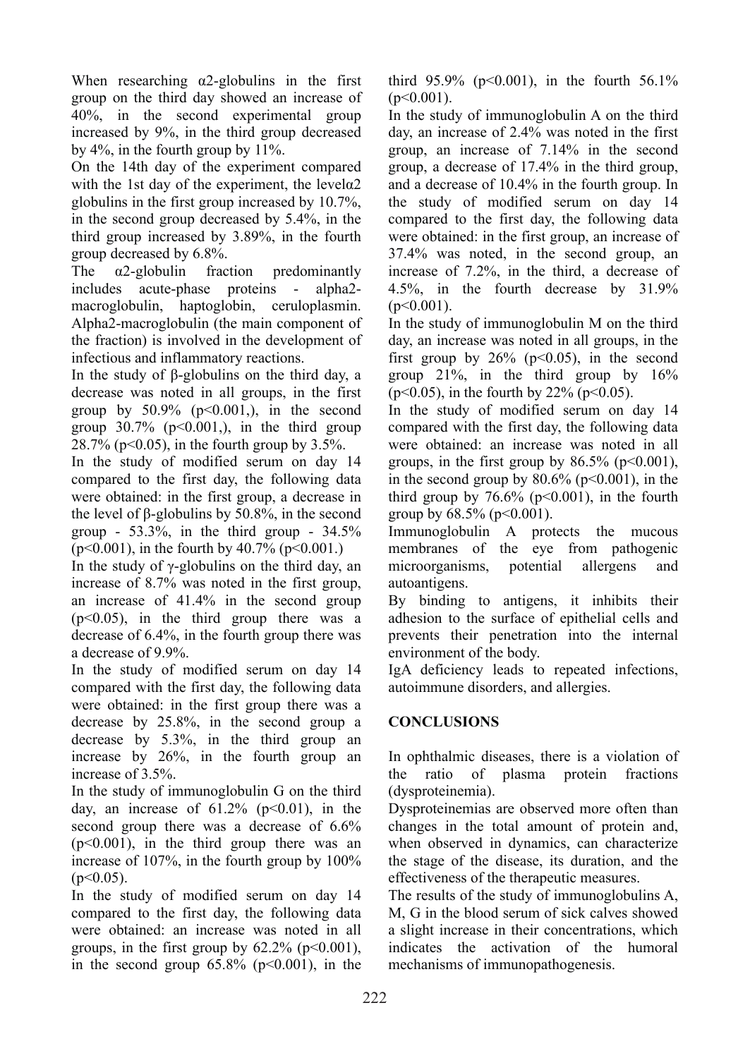When researching α2-globulins in the first group on the third day showed an increase of 40%, in the second experimental group increased by 9%, in the third group decreased by 4%, in the fourth group by 11%.

On the 14th day of the experiment compared with the 1st day of the experiment, the levelα2 globulins in the first group increased by 10.7%, in the second group decreased by 5.4%, in the third group increased by 3.89%, in the fourth group decreased by 6.8%.

The α2-globulin fraction predominantly includes acute-phase proteins - alpha2-macroglobulin, haptoglobin, ceruloplasmin. Alpha2-macroglobulin (the main component of the fraction) is involved in the development of infectious and inflammatory reactions.

In the study of β-globulins on the third day, a decrease was noted in all groups, in the first group by 50.9% ($p<0.001$,), in the second group 30.7% ($p<0.001$,), in the third group 28.7% ($p<0.05$), in the fourth group by 3.5%.

In the study of modified serum on day 14 compared to the first day, the following data were obtained: in the first group, a decrease in the level of β-globulins by 50.8%, in the second group - 53.3%, in the third group - 34.5% ($p<0.001$), in the fourth by 40.7% ($p<0.001$.)

In the study of γ-globulins on the third day, an increase of 8.7% was noted in the first group, an increase of 41.4% in the second group ($p<0.05$), in the third group there was a decrease of 6.4%, in the fourth group there was a decrease of 9.9%.

In the study of modified serum on day 14 compared with the first day, the following data were obtained: in the first group there was a decrease by 25.8%, in the second group a decrease by 5.3%, in the third group an increase by 26%, in the fourth group an increase of 3.5%.

In the study of immunoglobulin G on the third day, an increase of 61.2% ($p<0.01$), in the second group there was a decrease of 6.6% ($p<0.001$), in the third group there was an increase of 107%, in the fourth group by 100% ($p<0.05$).

In the study of modified serum on day 14 compared to the first day, the following data were obtained: an increase was noted in all groups, in the first group by 62.2% ($p<0.001$), in the second group 65.8% ($p<0.001$), in the third 95.9% ($p<0.001$), in the fourth 56.1% ($p<0.001$).

In the study of immunoglobulin A on the third day, an increase of 2.4% was noted in the first group, an increase of 7.14% in the second group, a decrease of 17.4% in the third group, and a decrease of 10.4% in the fourth group. In the study of modified serum on day 14 compared to the first day, the following data were obtained: in the first group, an increase of 37.4% was noted, in the second group, an increase of 7.2%, in the third, a decrease of 4.5%, in the fourth decrease by 31.9% ($p<0.001$).

In the study of immunoglobulin M on the third day, an increase was noted in all groups, in the first group by 26% ($p<0.05$), in the second group 21%, in the third group by 16% ($p<0.05$), in the fourth by 22% ($p<0.05$).

In the study of modified serum on day 14 compared with the first day, the following data were obtained: an increase was noted in all groups, in the first group by 86.5% ($p<0.001$), in the second group by 80.6% ($p<0.001$), in the third group by 76.6% ($p<0.001$), in the fourth group by 68.5% ($p<0.001$).

Immunoglobulin A protects the mucous membranes of the eye from pathogenic microorganisms, potential allergens and autoantigens.

By binding to antigens, it inhibits their adhesion to the surface of epithelial cells and prevents their penetration into the internal environment of the body.

IgA deficiency leads to repeated infections, autoimmune disorders, and allergies.

## CONCLUSIONS

In ophthalmic diseases, there is a violation of the ratio of plasma protein fractions (dysproteinemia).

Dysproteinemias are observed more often than changes in the total amount of protein and, when observed in dynamics, can characterize the stage of the disease, its duration, and the effectiveness of the therapeutic measures.

The results of the study of immunoglobulins A, M, G in the blood serum of sick calves showed a slight increase in their concentrations, which indicates the activation of the humoral mechanisms of immunopathogenesis.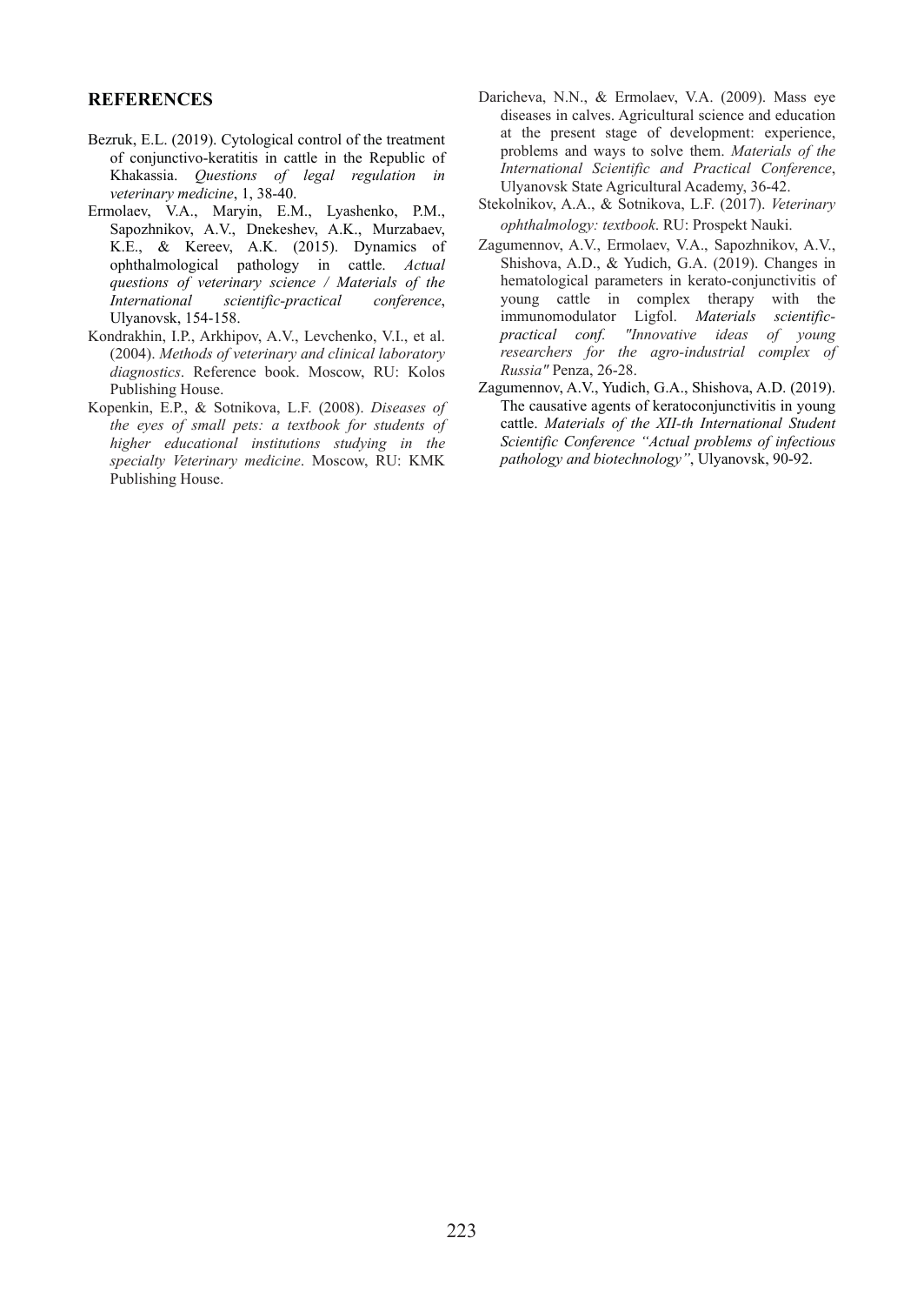## REFERENCES

Bezruk, E.L. (2019). Cytological control of the treatment of conjunctivo-keratitis in cattle in the Republic of Khakassia. *Questions of legal regulation in veterinary medicine*, 1, 38-40.

Ermolaev, V.A., Maryin, E.M., Lyashenko, P.M., Sapozhnikov, A.V., Dnekeshev, A.K., Murzabaev, K.E., & Kereev, A.K. (2015). Dynamics of ophthalmological pathology in cattle. *Actual questions of veterinary science / Materials of the International scientific-practical conference*, Ulyanovsk, 154-158.

Kondrakhin, I.P., Arkhipov, A.V., Levchenko, V.I., et al. (2004). *Methods of veterinary and clinical laboratory diagnostics*. Reference book. Moscow, RU: Kolos Publishing House.

Kopenkin, E.P., & Sotnikova, L.F. (2008). *Diseases of the eyes of small pets: a textbook for students of higher educational institutions studying in the specialty Veterinary medicine*. Moscow, RU: KMK Publishing House.

Daricheva, N.N., & Ermolaev, V.A. (2009). Mass eye diseases in calves. Agricultural science and education at the present stage of development: experience, problems and ways to solve them. *Materials of the International Scientific and Practical Conference*, Ulyanovsk State Agricultural Academy, 36-42.

Stekolnikov, A.A., & Sotnikova, L.F. (2017). *Veterinary ophthalmology: textbook*. RU: Prospekt Nauki.

Zagumennov, A.V., Ermolaev, V.A., Sapozhnikov, A.V., Shishova, A.D., & Yudich, G.A. (2019). Changes in hematological parameters in kerato-conjunctivitis of young cattle in complex therapy with the immunomodulator Ligfol. *Materials scientific-practical conf. "Innovative ideas of young researchers for the agro-industrial complex of Russia"* Penza, 26-28.

Zagumennov, A.V., Yudich, G.A., Shishova, A.D. (2019). The causative agents of keratoconjunctivitis in young cattle. *Materials of the XII-th International Student Scientific Conference "Actual problems of infectious pathology and biotechnology"*, Ulyanovsk, 90-92.